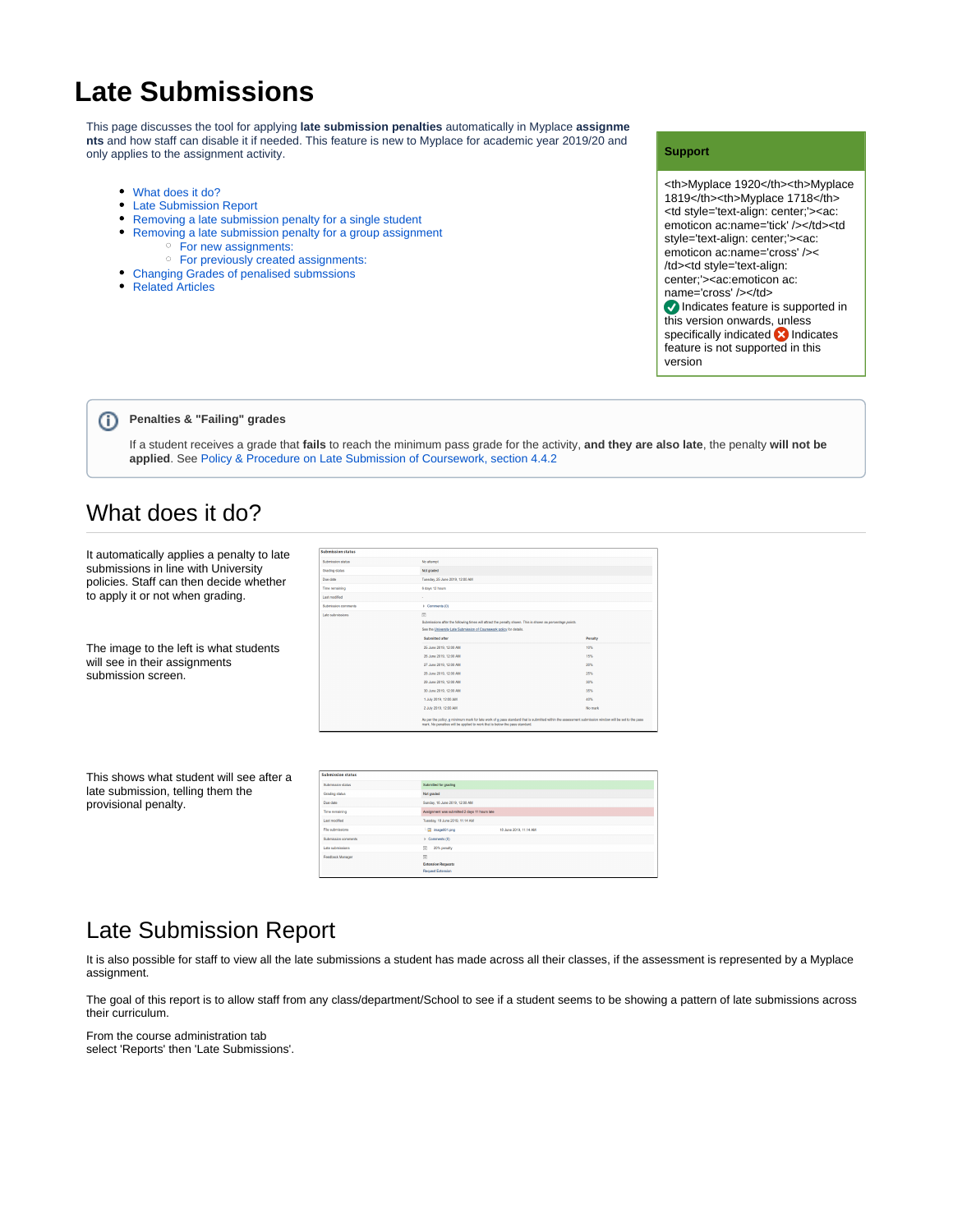# Late Submissions

This page discusses the tool for applying **late submission penalties** automatically in Myplace **assignments** and how staff can disable it if needed. This feature is new to Myplace for academic year 2019/20 and only applies to the assignment activity.

- What does it do?
- Late Submission Report
- Removing a late submission penalty for a single student
- Removing a late submission penalty for a group assignment
  - For new assignments:
  - For previously created assignments:
- Changing Grades of penalised submsions
- Related Articles

**Support**

<th>Myplace 1920</th><th>Myplace 1819</th><th>Myplace 1718</th><td style='text-align: center;'><ac:emoticon ac:name='tick' /></td><td style='text-align: center;'><ac:emoticon ac:name='cross' /></td><td style='text-align: center;'><ac:emoticon ac:name='cross' /></td>

Indicates feature is supported in this version onwards, unless specifically indicated Indicates feature is not supported in this version

**Penalties & "Failing" grades**

If a student receives a grade that **fails** to reach the minimum pass grade for the activity, **and they are also late**, the penalty **will not be applied**. See Policy & Procedure on Late Submission of Coursework, section 4.4.2

## What does it do?

It automatically applies a penalty to late submissions in line with University policies. Staff can then decide whether to apply it or not when grading.

The image to the left is what students will see in their assignments submission screen.

This shows what student will see after a late submission, telling them the provisional penalty.

## Late Submission Report

It is also possible for staff to view all the late submissions a student has made across all their classes, if the assessment is represented by a Myplace assignment.

The goal of this report is to allow staff from any class/department/School to see if a student seems to be showing a pattern of late submissions across their curriculum.

From the course administration tab
select 'Reports' then 'Late Submissions'.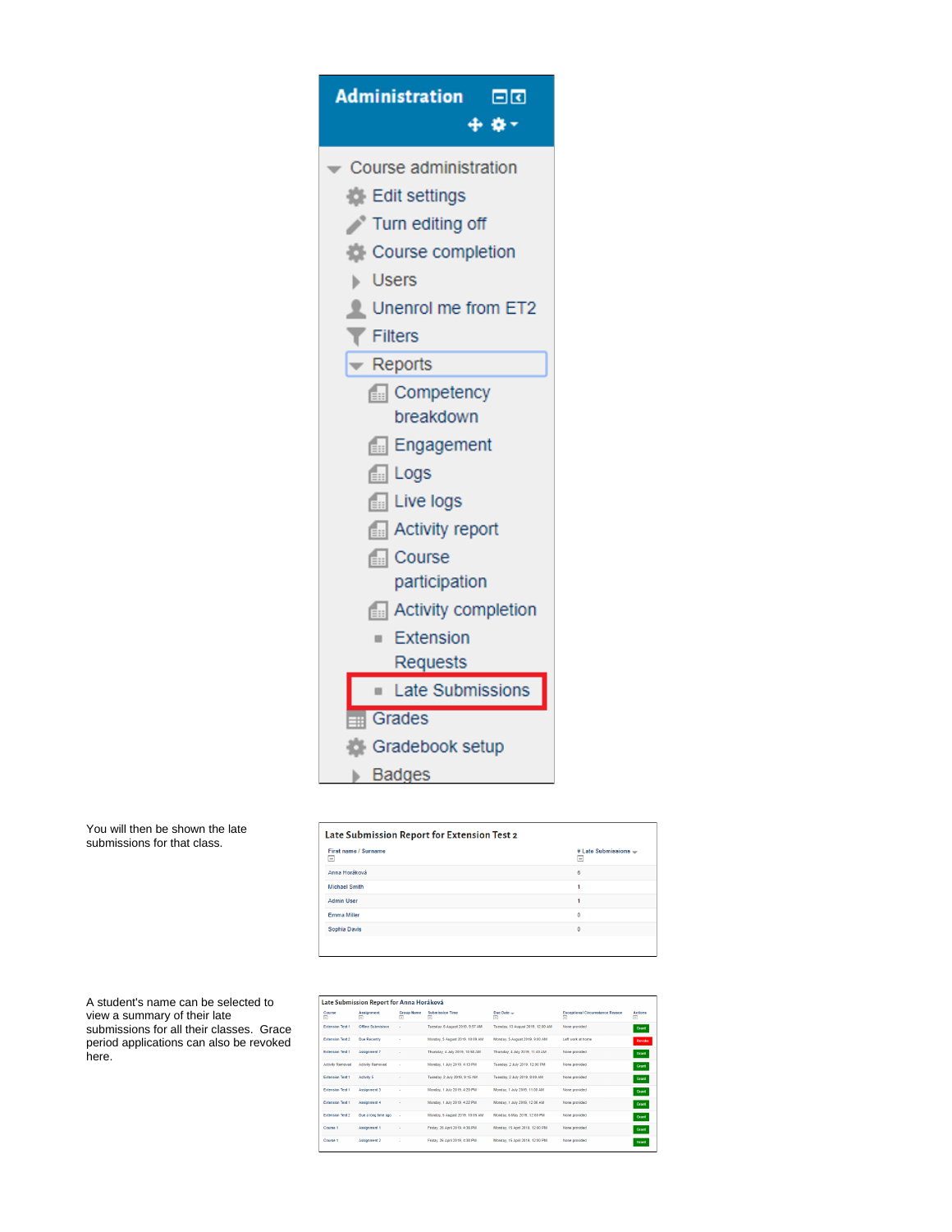**Administration**

- Course administration
  - Edit settings
  - Turn editing off
  - Course completion
  - Users
  - Unenrol me from ET2
  - Filters
  - Reports
    - Competency breakdown
    - Engagement
    - Logs
    - Live logs
    - Activity report
    - Course participation
    - Activity completion
    - Extension Requests
    - Late Submissions
  - Grades
  - Gradebook setup
  - Badges

You will then be shown the late submissions for that class.

**Late Submission Report for Extension Test 2**

| First name / Surname | # Late Submissions |
|---|---|
| Anna Horáková | 6 |
| Michael Smith | 1 |
| Admin User | 1 |
| Emma Miller | 0 |
| Sophia Davis | 0 |

A student's name can be selected to view a summary of their late submissions for all their classes. Grace period applications can also be revoked here.

**Late Submission Report for Anna Horáková**

| Course | Assignment | Group Name | Submission Time | Due Date | Exceptional Circumstance Reason | Actions |
|---|---|---|---|---|---|---|
| Extension Test 1 | Offline Submission | - | Tuesday, 6 August 2019, 5:57 AM | Tuesday, 13 August 2019, 12:00 AM | None provided | Grant |
| Extension Test 2 | Due Recently | - | Monday, 5 August 2019, 10:09 AM | Monday, 5 August 2019, 9:00 AM | Left work at home | Revoke |
| Extension Test 1 | Assignment 7 | - | Thursday, 4 July 2019, 10:46 AM | Thursday, 4 July 2019, 11:40 AM | None provided | Grant |
| Activity Removed | Activity Removed | - | Monday, 1 July 2019, 4:13 PM | Tuesday, 2 July 2019, 12:00 PM | None provided | Grant |
| Extension Test 1 | Activity 5 | - | Tuesday, 2 July 2019, 9:15 AM | Tuesday, 2 July 2019, 9:00 AM | None provided | Grant |
| Extension Test 1 | Assignment 5 | - | Monday, 1 July 2019, 4:20 PM | Monday, 1 July 2019, 11:00 AM | None provided | Grant |
| Extension Test 1 | Assignment 4 | - | Monday, 1 July 2019, 4:22 PM | Monday, 1 July 2019, 12:00 AM | None provided | Grant |
| Extension Test 2 | Due a long time ago | - | Monday, 5 August 2019, 10:05 AM | Monday, 6 May 2019, 12:00 PM | None provided | Grant |
| Course 1 | Assignment 1 | - | Friday, 26 April 2019, 4:36 PM | Monday, 15 April 2019, 12:00 PM | None provided | Grant |
| Course 1 | Assignment 2 | - | Friday, 26 April 2019, 3:38 PM | Monday, 15 April 2019, 12:00 PM | None provided | Grant |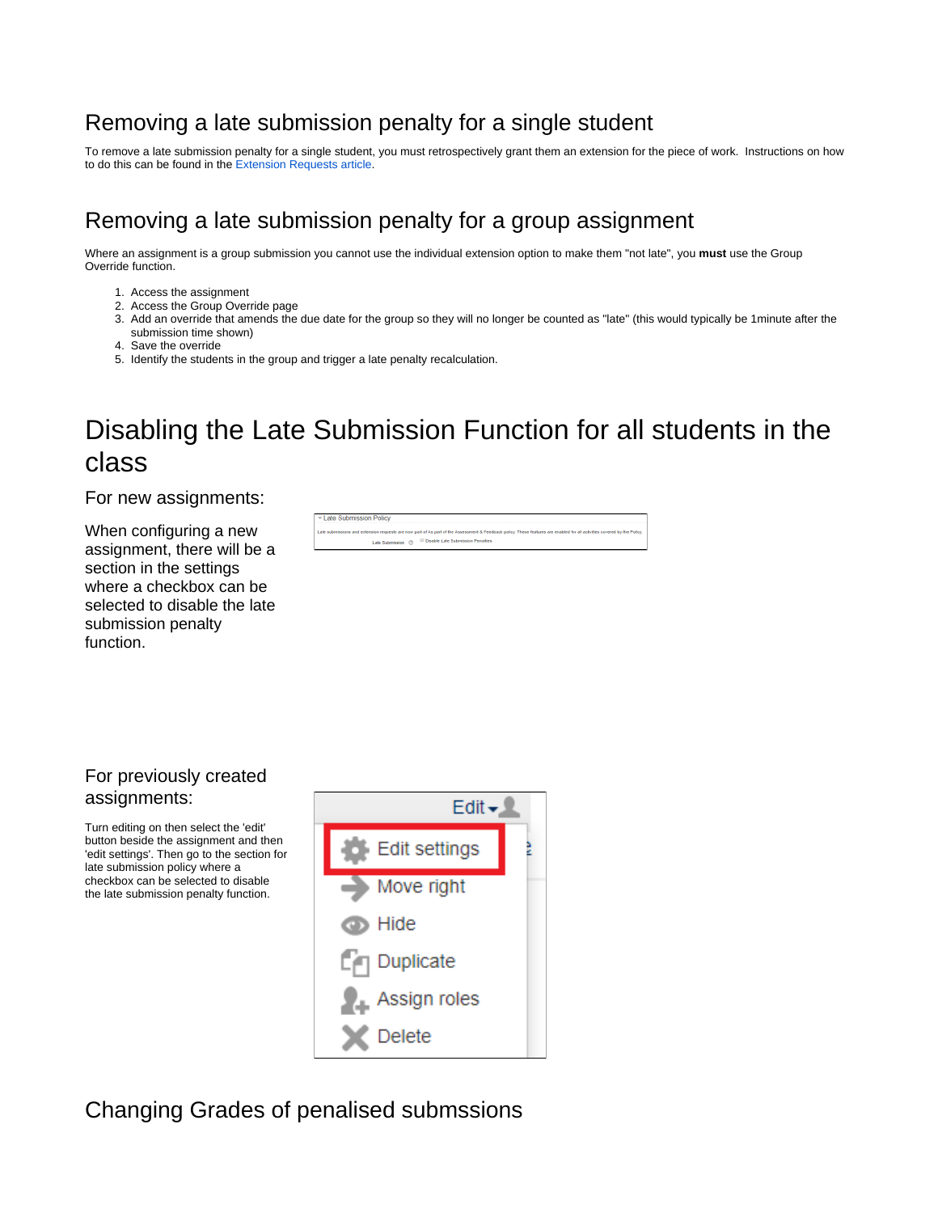## Removing a late submission penalty for a single student

To remove a late submission penalty for a single student, you must retrospectively grant them an extension for the piece of work. Instructions on how to do this can be found in the Extension Requests article.

## Removing a late submission penalty for a group assignment

Where an assignment is a group submission you cannot use the individual extension option to make them "not late", you **must** use the Group Override function.

1. Access the assignment
2. Access the Group Override page
3. Add an override that amends the due date for the group so they will no longer be counted as "late" (this would typically be 1minute after the submission time shown)
4. Save the override
5. Identify the students in the group and trigger a late penalty recalculation.

# Disabling the Late Submission Function for all students in the class

### For new assignments:

When configuring a new assignment, there will be a section in the settings where a checkbox can be selected to disable the late submission penalty function.

### For previously created assignments:

Turn editing on then select the 'edit' button beside the assignment and then 'edit settings'. Then go to the section for late submission policy where a checkbox can be selected to disable the late submission penalty function.

## Changing Grades of penalised submssions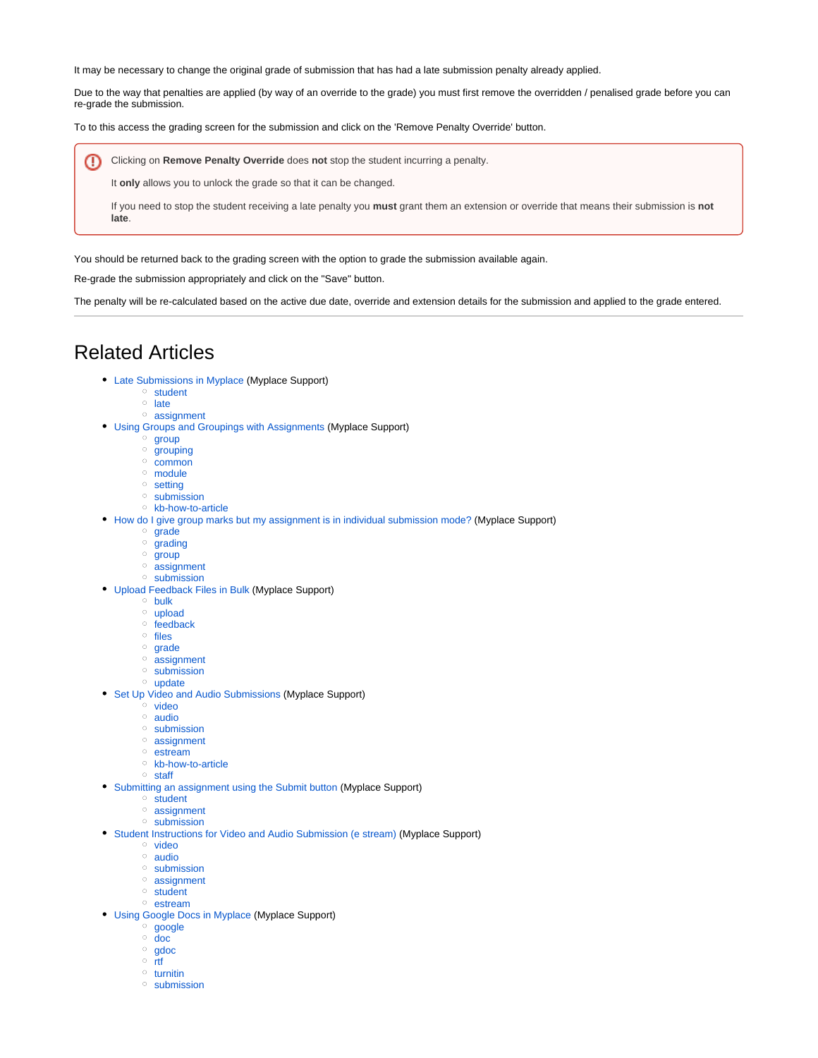It may be necessary to change the original grade of submission that has had a late submission penalty already applied.

Due to the way that penalties are applied (by way of an override to the grade) you must first remove the overridden / penalised grade before you can re-grade the submission.

To to this access the grading screen for the submission and click on the 'Remove Penalty Override' button.

> Clicking on **Remove Penalty Override** does **not** stop the student incurring a penalty.
>
> It **only** allows you to unlock the grade so that it can be changed.
>
> If you need to stop the student receiving a late penalty you **must** grant them an extension or override that means their submission is **not late**.

You should be returned back to the grading screen with the option to grade the submission available again.

Re-grade the submission appropriately and click on the "Save" button.

The penalty will be re-calculated based on the active due date, override and extension details for the submission and applied to the grade entered.

---

# Related Articles

- Late Submissions in Myplace (Myplace Support)
  - student
  - late
  - assignment
- Using Groups and Groupings with Assignments (Myplace Support)
  - group
  - grouping
  - common
  - module
  - setting
  - submission
  - kb-how-to-article
- How do I give group marks but my assignment is in individual submission mode? (Myplace Support)
  - grade
  - grading
  - group
  - assignment
  - submission
- Upload Feedback Files in Bulk (Myplace Support)
  - bulk
  - upload
  - feedback
  - files
  - grade
  - assignment
  - submission
  - update
- Set Up Video and Audio Submissions (Myplace Support)
  - video
  - audio
  - submission
  - assignment
  - estream
  - kb-how-to-article
  - staff
- Submitting an assignment using the Submit button (Myplace Support)
  - student
  - assignment
  - submission
- Student Instructions for Video and Audio Submission (e stream) (Myplace Support)
  - video
  - audio
  - submission
  - assignment
  - student
  - estream
- Using Google Docs in Myplace (Myplace Support)
  - google
  - doc
  - gdoc
  - rtf
  - turnitin
  - submission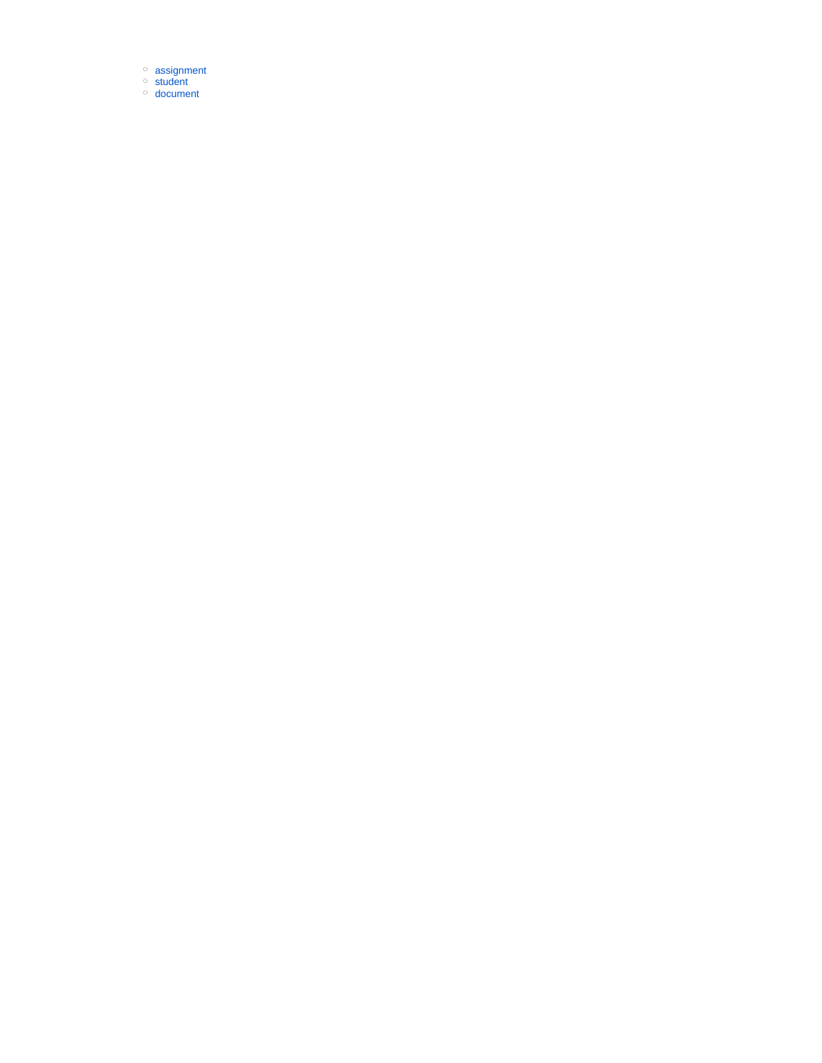- assignment
- student
- document